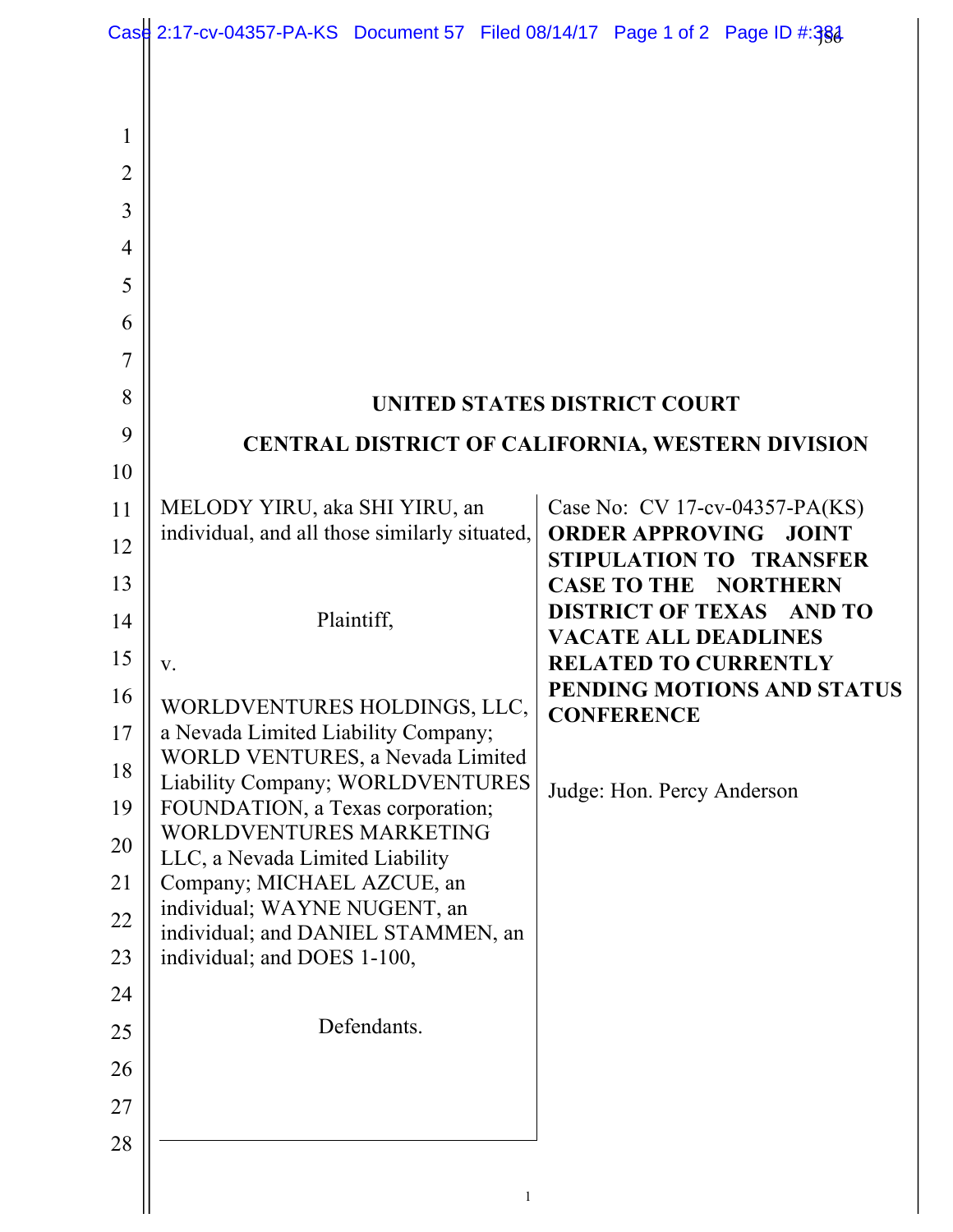# UNITED STATES DISTRICT COURT

## CENTRAL DISTRICT OF CALIFORNIA, WESTERN DIVISION

MELODY YIRU, aka SHI YIRU, an individual, and all those similarly situated,

Plaintiff,

v.

WORLDVENTURES HOLDINGS, LLC, a Nevada Limited Liability Company; WORLD VENTURES, a Nevada Limited Liability Company; WORLDVENTURES FOUNDATION, a Texas corporation; WORLDVENTURES MARKETING LLC, a Nevada Limited Liability Company; MICHAEL AZCUE, an individual; WAYNE NUGENT, an individual; and DANIEL STAMMEN, an individual; and DOES 1-100,

Defendants.

Case No: CV 17-cv-04357-PA(KS)

**ORDER APPROVING JOINT STIPULATION TO TRANSFER CASE TO THE NORTHERN DISTRICT OF TEXAS AND TO VACATE ALL DEADLINES RELATED TO CURRENTLY PENDING MOTIONS AND STATUS CONFERENCE**

Judge: Hon. Percy Anderson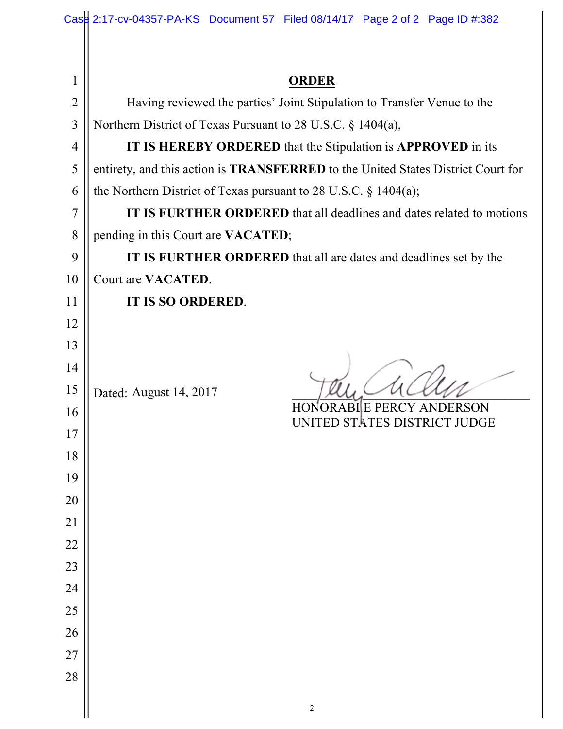## ORDER

Having reviewed the parties' Joint Stipulation to Transfer Venue to the Northern District of Texas Pursuant to 28 U.S.C. § 1404(a),

**IT IS HEREBY ORDERED** that the Stipulation is **APPROVED** in its entirety, and this action is **TRANSFERRED** to the United States District Court for the Northern District of Texas pursuant to 28 U.S.C. § 1404(a);

**IT IS FURTHER ORDERED** that all deadlines and dates related to motions pending in this Court are **VACATED**;

**IT IS FURTHER ORDERED** that all are dates and deadlines set by the Court are **VACATED**.

**IT IS SO ORDERED**.

Dated: August 14, 2017

HONORABLE PERCY ANDERSON
UNITED STATES DISTRICT JUDGE